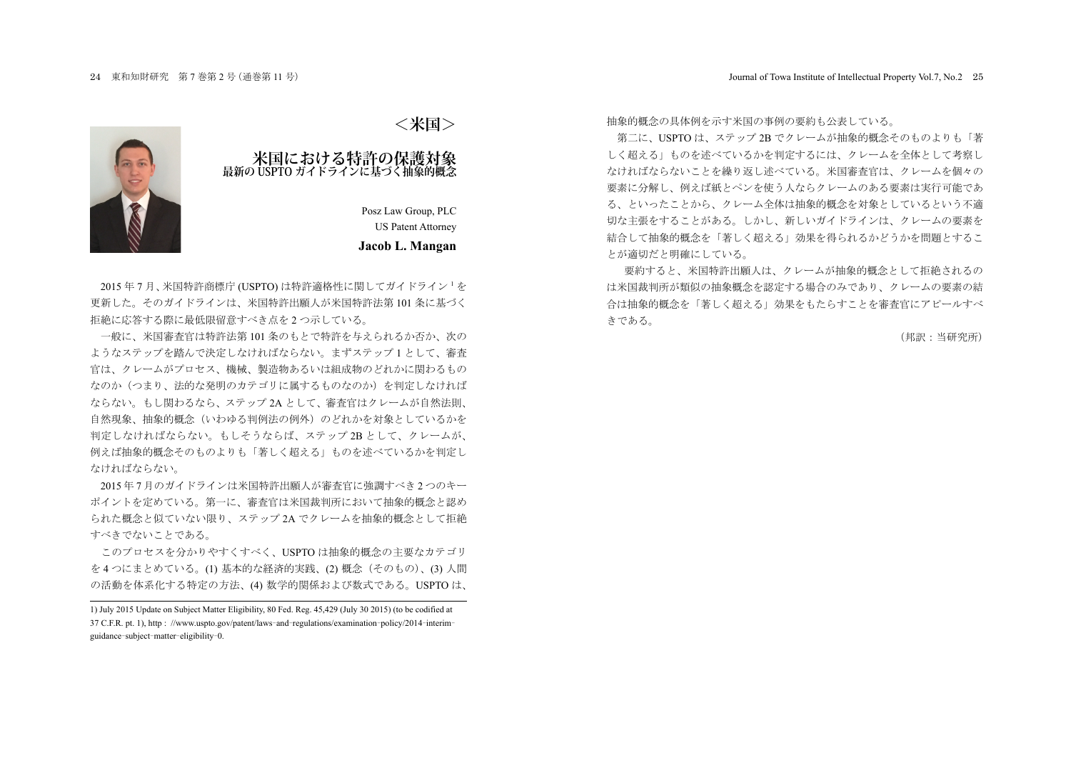# ＜米国＞

## 米国における特許の保護対象
### 最新の USPTO ガイドラインに基づく抽象的概念

Posz Law Group, PLC
US Patent Attorney
**Jacob L. Mangan**

2015 年 7 月、米国特許商標庁 (USPTO) は特許適格性に関してガイドライン [1] を更新した。そのガイドラインは、米国特許出願人が米国特許法第 101 条に基づく拒絶に応答する際に最低限留意すべき点を 2 つ示している。

一般に、米国審査官は特許法第 101 条のもとで特許を与えられるか否か、次のようなステップを踏んで決定しなければならない。まずステップ 1 として、審査官は、クレームがプロセス、機械、製造物あるいは組成物のどれかに関わるものなのか（つまり、法的な発明のカテゴリに属するものなのか）を判定しなければならない。もし関わるなら、ステップ 2A として、審査官はクレームが自然法則、自然現象、抽象的概念（いわゆる判例法の例外）のどれかを対象としているかを判定しなければならない。もしそうならば、ステップ 2B として、クレームが、例えば抽象的概念そのものよりも「著しく超える」ものを述べているかを判定しなければならない。

2015 年 7 月のガイドラインは米国特許出願人が審査官に強調すべき 2 つのキーポイントを定めている。第一に、審査官は米国裁判所において抽象的概念と認められた概念と似ていない限り、ステップ 2A でクレームを抽象的概念として拒絶すべきでないことである。

このプロセスを分かりやすくすべく、USPTO は抽象的概念の主要なカテゴリを 4 つにまとめている。(1) 基本的な経済的実践、(2) 概念（そのもの）、(3) 人間の活動を体系化する特定の方法、(4) 数学的関係および数式である。USPTO は、抽象的概念の具体例を示す米国の事例の要約も公表している。

第二に、USPTO は、ステップ 2B でクレームが抽象的概念そのものよりも「著しく超える」ものを述べているかを判定するには、クレームを全体として考察しなければならないことを繰り返し述べている。米国審査官は、クレームを個々の要素に分解し、例えば紙とペンを使う人ならクレームのある要素は実行可能である、といったことから、クレーム全体は抽象的概念を対象としているという不適切な主張をすることがある。しかし、新しいガイドラインは、クレームの要素を結合して抽象的概念を「著しく超える」効果を得られるかどうかを問題とすることが適切だと明確にしている。

要約すると、米国特許出願人は、クレームが抽象的概念として拒絶されるのは米国裁判所が類似の抽象概念を認定する場合のみであり、クレームの要素の結合は抽象的概念を「著しく超える」効果をもたらすことを審査官にアピールすべきである。

（邦訳：当研究所）

---

1) July 2015 Update on Subject Matter Eligibility, 80 Fed. Reg. 45,429 (July 30 2015) (to be codified at 37 C.F.R. pt. 1), http : //www.uspto.gov/patent/laws-and-regulations/examination-policy/2014-interim-guidance-subject-matter-eligibility-0.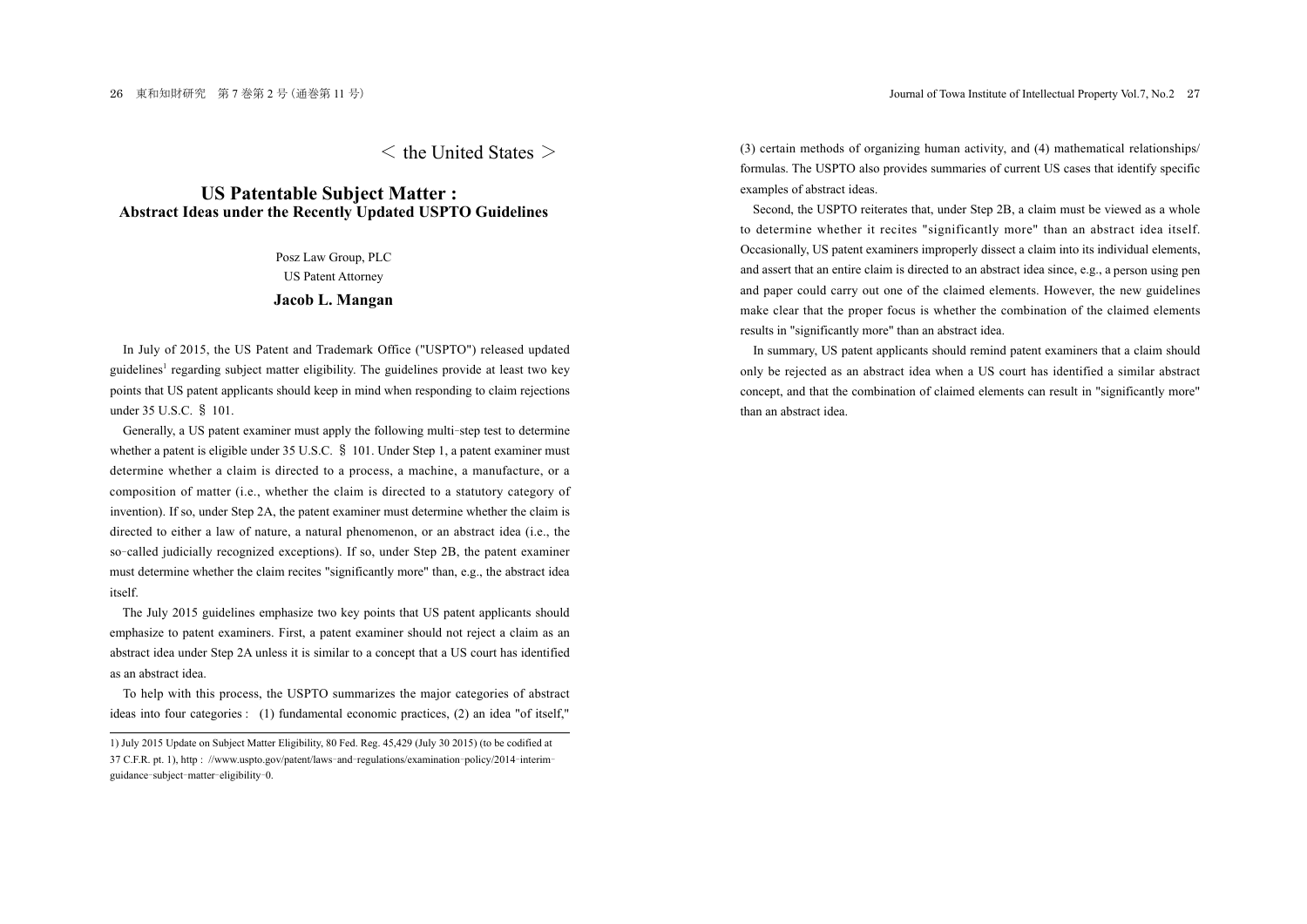< the United States >

# US Patentable Subject Matter : Abstract Ideas under the Recently Updated USPTO Guidelines

Posz Law Group, PLC
US Patent Attorney

**Jacob L. Mangan**

In July of 2015, the US Patent and Trademark Office ("USPTO") released updated guidelines[1] regarding subject matter eligibility. The guidelines provide at least two key points that US patent applicants should keep in mind when responding to claim rejections under 35 U.S.C. § 101.

Generally, a US patent examiner must apply the following multi-step test to determine whether a patent is eligible under 35 U.S.C. § 101. Under Step 1, a patent examiner must determine whether a claim is directed to a process, a machine, a manufacture, or a composition of matter (i.e., whether the claim is directed to a statutory category of invention). If so, under Step 2A, the patent examiner must determine whether the claim is directed to either a law of nature, a natural phenomenon, or an abstract idea (i.e., the so-called judicially recognized exceptions). If so, under Step 2B, the patent examiner must determine whether the claim recites "significantly more" than, e.g., the abstract idea itself.

The July 2015 guidelines emphasize two key points that US patent applicants should emphasize to patent examiners. First, a patent examiner should not reject a claim as an abstract idea under Step 2A unless it is similar to a concept that a US court has identified as an abstract idea.

To help with this process, the USPTO summarizes the major categories of abstract ideas into four categories : (1) fundamental economic practices, (2) an idea "of itself," (3) certain methods of organizing human activity, and (4) mathematical relationships/formulas. The USPTO also provides summaries of current US cases that identify specific examples of abstract ideas.

Second, the USPTO reiterates that, under Step 2B, a claim must be viewed as a whole to determine whether it recites "significantly more" than an abstract idea itself. Occasionally, US patent examiners improperly dissect a claim into its individual elements, and assert that an entire claim is directed to an abstract idea since, e.g., a person using pen and paper could carry out one of the claimed elements. However, the new guidelines make clear that the proper focus is whether the combination of the claimed elements results in "significantly more" than an abstract idea.

In summary, US patent applicants should remind patent examiners that a claim should only be rejected as an abstract idea when a US court has identified a similar abstract concept, and that the combination of claimed elements can result in "significantly more" than an abstract idea.

---

1) July 2015 Update on Subject Matter Eligibility, 80 Fed. Reg. 45,429 (July 30 2015) (to be codified at 37 C.F.R. pt. 1), http : //www.uspto.gov/patent/laws-and-regulations/examination-policy/2014-interim-guidance-subject-matter-eligibility-0.